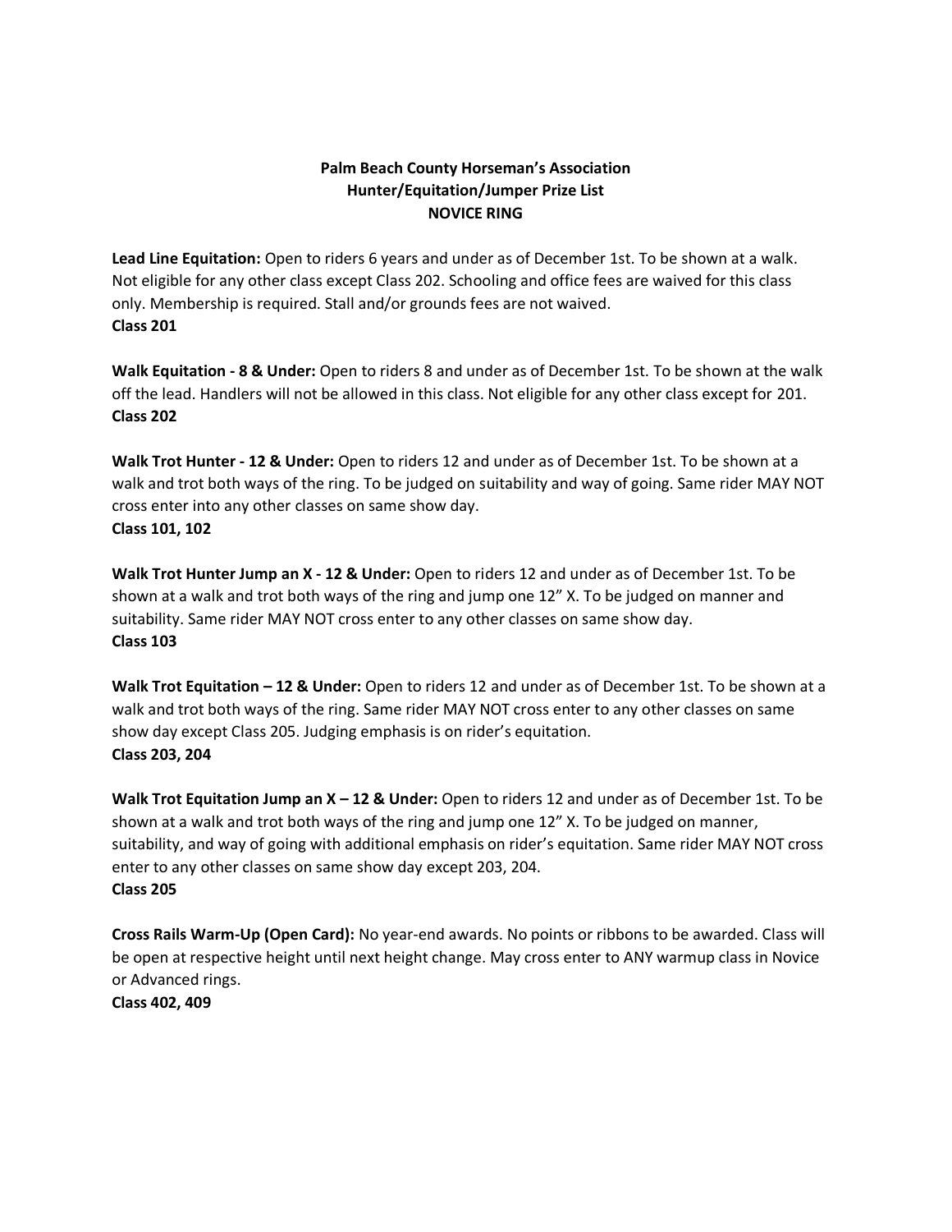**Palm Beach County Horseman's Association**
**Hunter/Equitation/Jumper Prize List**
**NOVICE RING**

**Lead Line Equitation:** Open to riders 6 years and under as of December 1st. To be shown at a walk. Not eligible for any other class except Class 202. Schooling and office fees are waived for this class only. Membership is required. Stall and/or grounds fees are not waived.
**Class 201**

**Walk Equitation - 8 & Under:** Open to riders 8 and under as of December 1st. To be shown at the walk off the lead. Handlers will not be allowed in this class. Not eligible for any other class except for 201.
**Class 202**

**Walk Trot Hunter - 12 & Under:** Open to riders 12 and under as of December 1st. To be shown at a walk and trot both ways of the ring. To be judged on suitability and way of going. Same rider MAY NOT cross enter into any other classes on same show day.
**Class 101, 102**

**Walk Trot Hunter Jump an X - 12 & Under:** Open to riders 12 and under as of December 1st. To be shown at a walk and trot both ways of the ring and jump one 12" X. To be judged on manner and suitability. Same rider MAY NOT cross enter to any other classes on same show day.
**Class 103**

**Walk Trot Equitation – 12 & Under:** Open to riders 12 and under as of December 1st. To be shown at a walk and trot both ways of the ring. Same rider MAY NOT cross enter to any other classes on same show day except Class 205. Judging emphasis is on rider's equitation.
**Class 203, 204**

**Walk Trot Equitation Jump an X – 12 & Under:** Open to riders 12 and under as of December 1st. To be shown at a walk and trot both ways of the ring and jump one 12" X. To be judged on manner, suitability, and way of going with additional emphasis on rider's equitation. Same rider MAY NOT cross enter to any other classes on same show day except 203, 204.
**Class 205**

**Cross Rails Warm-Up (Open Card):** No year-end awards. No points or ribbons to be awarded. Class will be open at respective height until next height change. May cross enter to ANY warmup class in Novice or Advanced rings.
**Class 402, 409**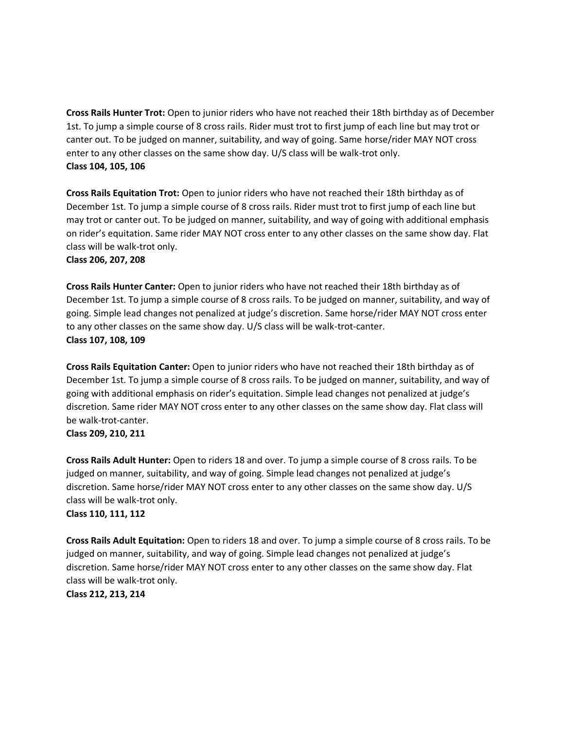**Cross Rails Hunter Trot:** Open to junior riders who have not reached their 18th birthday as of December 1st. To jump a simple course of 8 cross rails. Rider must trot to first jump of each line but may trot or canter out. To be judged on manner, suitability, and way of going. Same horse/rider MAY NOT cross enter to any other classes on the same show day. U/S class will be walk-trot only.
**Class 104, 105, 106**

**Cross Rails Equitation Trot:** Open to junior riders who have not reached their 18th birthday as of December 1st. To jump a simple course of 8 cross rails. Rider must trot to first jump of each line but may trot or canter out. To be judged on manner, suitability, and way of going with additional emphasis on rider's equitation. Same rider MAY NOT cross enter to any other classes on the same show day. Flat class will be walk-trot only.
**Class 206, 207, 208**

**Cross Rails Hunter Canter:** Open to junior riders who have not reached their 18th birthday as of December 1st. To jump a simple course of 8 cross rails. To be judged on manner, suitability, and way of going. Simple lead changes not penalized at judge's discretion. Same horse/rider MAY NOT cross enter to any other classes on the same show day. U/S class will be walk-trot-canter.
**Class 107, 108, 109**

**Cross Rails Equitation Canter:** Open to junior riders who have not reached their 18th birthday as of December 1st. To jump a simple course of 8 cross rails. To be judged on manner, suitability, and way of going with additional emphasis on rider's equitation. Simple lead changes not penalized at judge's discretion. Same rider MAY NOT cross enter to any other classes on the same show day. Flat class will be walk-trot-canter.
**Class 209, 210, 211**

**Cross Rails Adult Hunter:** Open to riders 18 and over. To jump a simple course of 8 cross rails. To be judged on manner, suitability, and way of going. Simple lead changes not penalized at judge's discretion. Same horse/rider MAY NOT cross enter to any other classes on the same show day. U/S class will be walk-trot only.
**Class 110, 111, 112**

**Cross Rails Adult Equitation:** Open to riders 18 and over. To jump a simple course of 8 cross rails. To be judged on manner, suitability, and way of going. Simple lead changes not penalized at judge's discretion. Same horse/rider MAY NOT cross enter to any other classes on the same show day. Flat class will be walk-trot only.
**Class 212, 213, 214**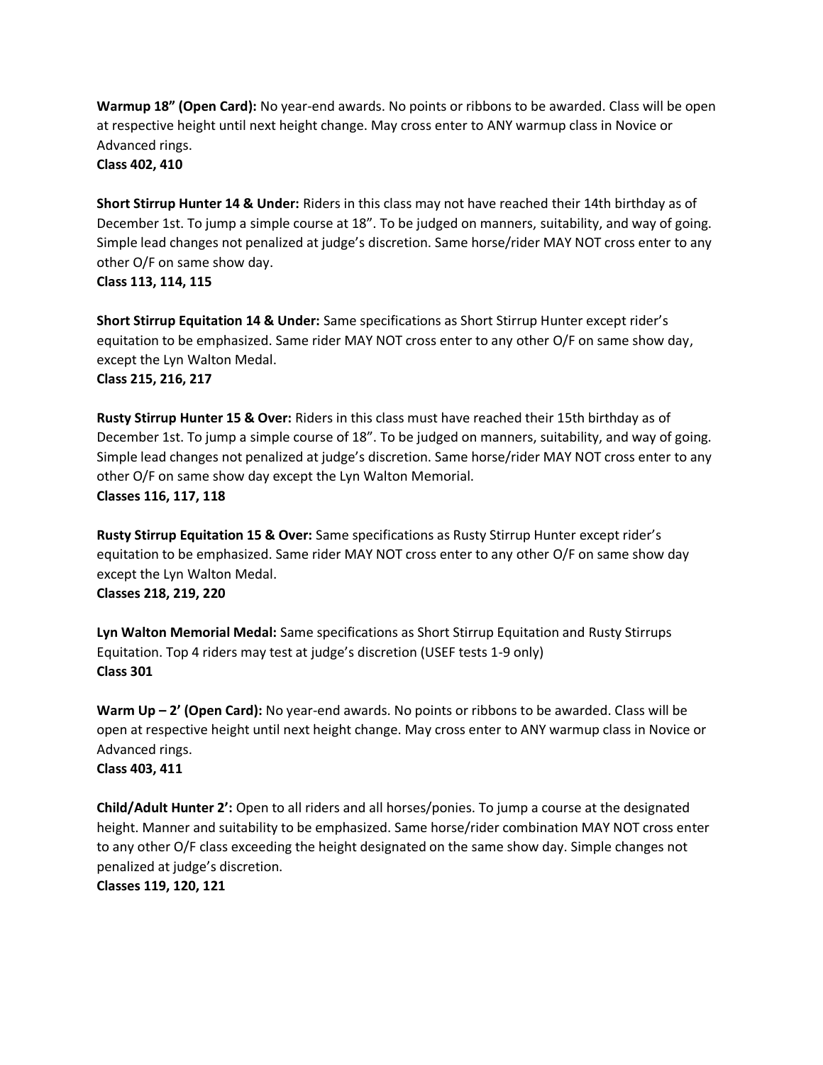**Warmup 18" (Open Card):** No year-end awards. No points or ribbons to be awarded. Class will be open at respective height until next height change. May cross enter to ANY warmup class in Novice or Advanced rings.
**Class 402, 410**

**Short Stirrup Hunter 14 & Under:** Riders in this class may not have reached their 14th birthday as of December 1st. To jump a simple course at 18". To be judged on manners, suitability, and way of going. Simple lead changes not penalized at judge's discretion. Same horse/rider MAY NOT cross enter to any other O/F on same show day.
**Class 113, 114, 115**

**Short Stirrup Equitation 14 & Under:** Same specifications as Short Stirrup Hunter except rider's equitation to be emphasized. Same rider MAY NOT cross enter to any other O/F on same show day, except the Lyn Walton Medal.
**Class 215, 216, 217**

**Rusty Stirrup Hunter 15 & Over:** Riders in this class must have reached their 15th birthday as of December 1st. To jump a simple course of 18". To be judged on manners, suitability, and way of going. Simple lead changes not penalized at judge's discretion. Same horse/rider MAY NOT cross enter to any other O/F on same show day except the Lyn Walton Memorial.
**Classes 116, 117, 118**

**Rusty Stirrup Equitation 15 & Over:** Same specifications as Rusty Stirrup Hunter except rider's equitation to be emphasized. Same rider MAY NOT cross enter to any other O/F on same show day except the Lyn Walton Medal.
**Classes 218, 219, 220**

**Lyn Walton Memorial Medal:** Same specifications as Short Stirrup Equitation and Rusty Stirrups Equitation. Top 4 riders may test at judge's discretion (USEF tests 1-9 only)
**Class 301**

**Warm Up – 2' (Open Card):** No year-end awards. No points or ribbons to be awarded. Class will be open at respective height until next height change. May cross enter to ANY warmup class in Novice or Advanced rings.
**Class 403, 411**

**Child/Adult Hunter 2':** Open to all riders and all horses/ponies. To jump a course at the designated height. Manner and suitability to be emphasized. Same horse/rider combination MAY NOT cross enter to any other O/F class exceeding the height designated on the same show day. Simple changes not penalized at judge's discretion.
**Classes 119, 120, 121**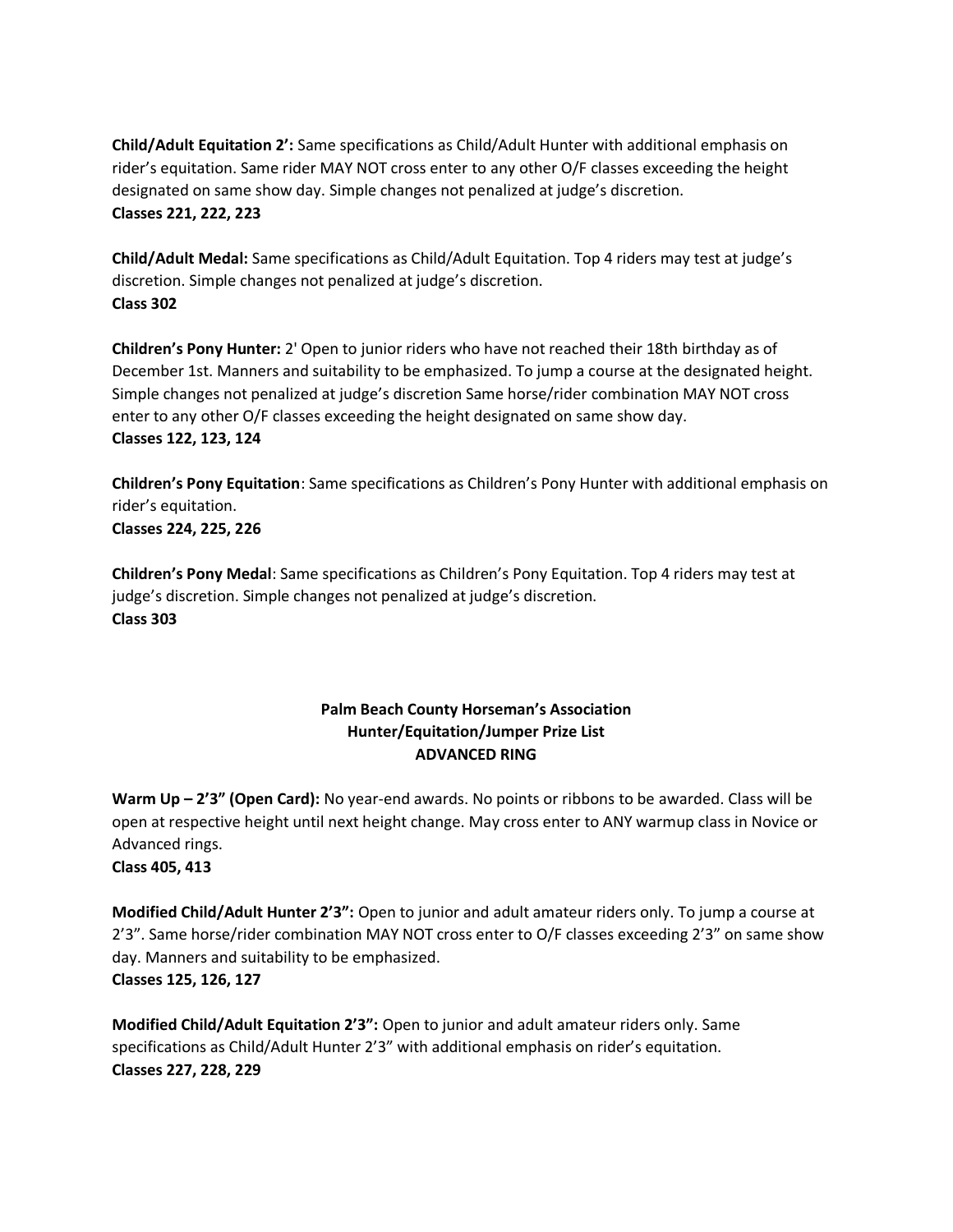**Child/Adult Equitation 2':** Same specifications as Child/Adult Hunter with additional emphasis on rider's equitation. Same rider MAY NOT cross enter to any other O/F classes exceeding the height designated on same show day. Simple changes not penalized at judge's discretion.
**Classes 221, 222, 223**

**Child/Adult Medal:** Same specifications as Child/Adult Equitation. Top 4 riders may test at judge's discretion. Simple changes not penalized at judge's discretion.
**Class 302**

**Children's Pony Hunter:** 2' Open to junior riders who have not reached their 18th birthday as of December 1st. Manners and suitability to be emphasized. To jump a course at the designated height. Simple changes not penalized at judge's discretion Same horse/rider combination MAY NOT cross enter to any other O/F classes exceeding the height designated on same show day.
**Classes 122, 123, 124**

**Children's Pony Equitation**: Same specifications as Children's Pony Hunter with additional emphasis on rider's equitation.
**Classes 224, 225, 226**

**Children's Pony Medal**: Same specifications as Children's Pony Equitation. Top 4 riders may test at judge's discretion. Simple changes not penalized at judge's discretion.
**Class 303**

**Palm Beach County Horseman's Association**
**Hunter/Equitation/Jumper Prize List**
**ADVANCED RING**

**Warm Up – 2'3" (Open Card):** No year-end awards. No points or ribbons to be awarded. Class will be open at respective height until next height change. May cross enter to ANY warmup class in Novice or Advanced rings.
**Class 405, 413**

**Modified Child/Adult Hunter 2'3":** Open to junior and adult amateur riders only. To jump a course at 2'3". Same horse/rider combination MAY NOT cross enter to O/F classes exceeding 2'3" on same show day. Manners and suitability to be emphasized.
**Classes 125, 126, 127**

**Modified Child/Adult Equitation 2'3":** Open to junior and adult amateur riders only. Same specifications as Child/Adult Hunter 2'3" with additional emphasis on rider's equitation.
**Classes 227, 228, 229**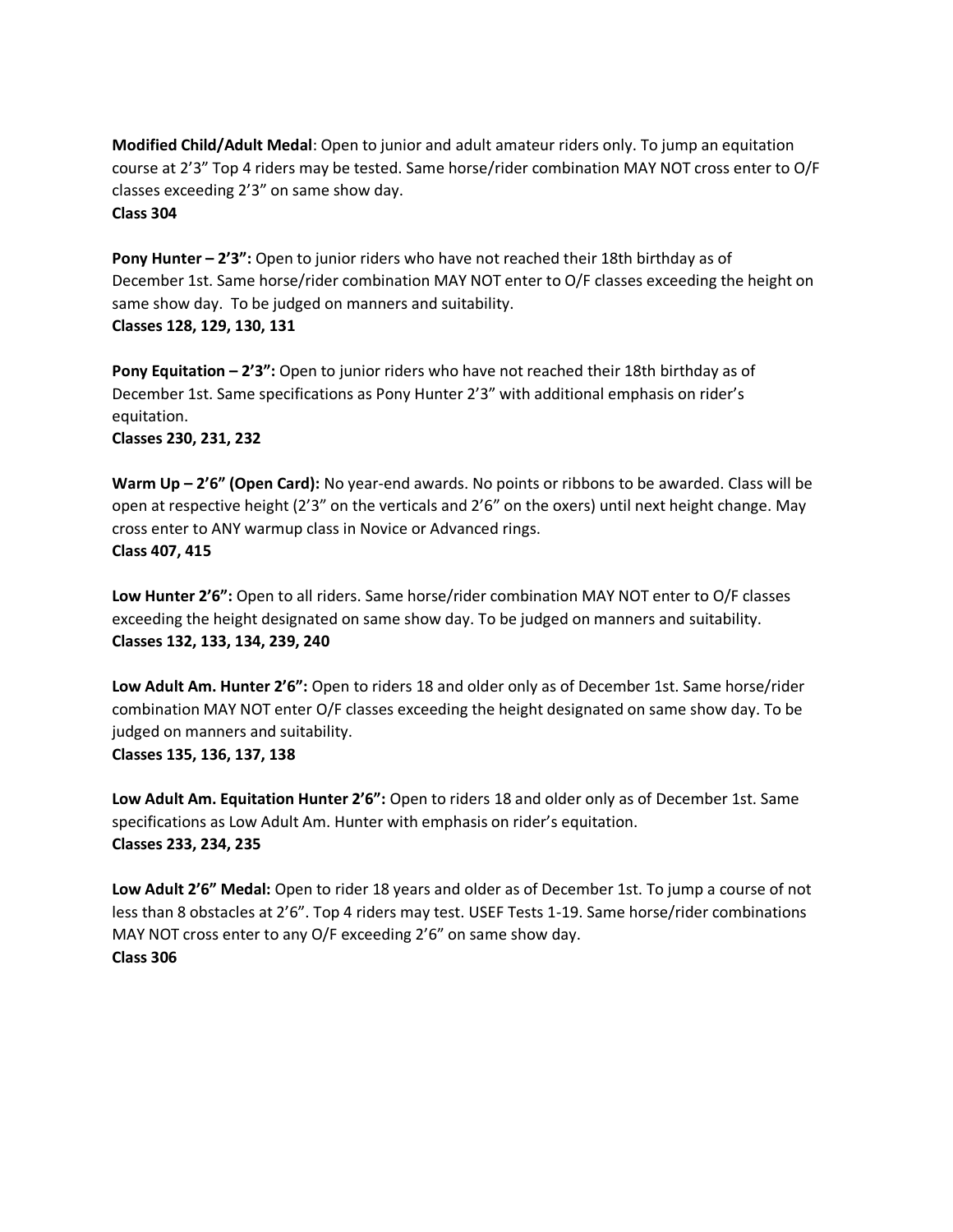**Modified Child/Adult Medal**: Open to junior and adult amateur riders only. To jump an equitation course at 2'3" Top 4 riders may be tested. Same horse/rider combination MAY NOT cross enter to O/F classes exceeding 2'3" on same show day.
**Class 304**

**Pony Hunter – 2'3":** Open to junior riders who have not reached their 18th birthday as of December 1st. Same horse/rider combination MAY NOT enter to O/F classes exceeding the height on same show day. To be judged on manners and suitability.
**Classes 128, 129, 130, 131**

**Pony Equitation – 2'3":** Open to junior riders who have not reached their 18th birthday as of December 1st. Same specifications as Pony Hunter 2'3" with additional emphasis on rider's equitation.
**Classes 230, 231, 232**

**Warm Up – 2'6" (Open Card):** No year-end awards. No points or ribbons to be awarded. Class will be open at respective height (2'3" on the verticals and 2'6" on the oxers) until next height change. May cross enter to ANY warmup class in Novice or Advanced rings.
**Class 407, 415**

**Low Hunter 2'6":** Open to all riders. Same horse/rider combination MAY NOT enter to O/F classes exceeding the height designated on same show day. To be judged on manners and suitability.
**Classes 132, 133, 134, 239, 240**

**Low Adult Am. Hunter 2'6":** Open to riders 18 and older only as of December 1st. Same horse/rider combination MAY NOT enter O/F classes exceeding the height designated on same show day. To be judged on manners and suitability.
**Classes 135, 136, 137, 138**

**Low Adult Am. Equitation Hunter 2'6":** Open to riders 18 and older only as of December 1st. Same specifications as Low Adult Am. Hunter with emphasis on rider's equitation.
**Classes 233, 234, 235**

**Low Adult 2'6" Medal:** Open to rider 18 years and older as of December 1st. To jump a course of not less than 8 obstacles at 2'6". Top 4 riders may test. USEF Tests 1-19. Same horse/rider combinations MAY NOT cross enter to any O/F exceeding 2'6" on same show day.
**Class 306**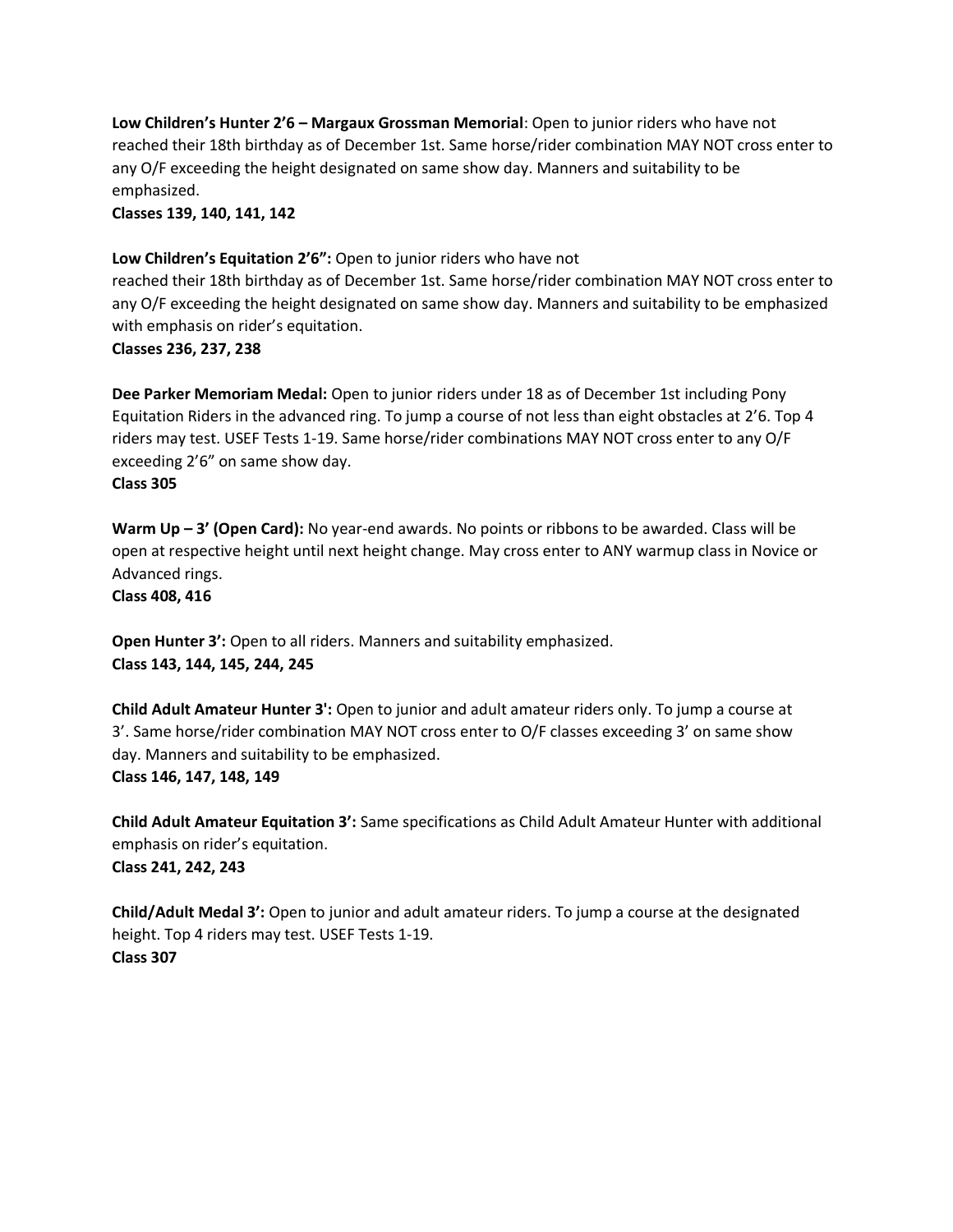**Low Children's Hunter 2'6 – Margaux Grossman Memorial**: Open to junior riders who have not reached their 18th birthday as of December 1st. Same horse/rider combination MAY NOT cross enter to any O/F exceeding the height designated on same show day. Manners and suitability to be emphasized.
**Classes 139, 140, 141, 142**

**Low Children's Equitation 2'6":** Open to junior riders who have not
reached their 18th birthday as of December 1st. Same horse/rider combination MAY NOT cross enter to any O/F exceeding the height designated on same show day. Manners and suitability to be emphasized with emphasis on rider's equitation.
**Classes 236, 237, 238**

**Dee Parker Memoriam Medal:** Open to junior riders under 18 as of December 1st including Pony Equitation Riders in the advanced ring. To jump a course of not less than eight obstacles at 2'6. Top 4 riders may test. USEF Tests 1-19. Same horse/rider combinations MAY NOT cross enter to any O/F exceeding 2'6" on same show day.
**Class 305**

**Warm Up – 3' (Open Card):** No year-end awards. No points or ribbons to be awarded. Class will be open at respective height until next height change. May cross enter to ANY warmup class in Novice or Advanced rings.
**Class 408, 416**

**Open Hunter 3':** Open to all riders. Manners and suitability emphasized.
**Class 143, 144, 145, 244, 245**

**Child Adult Amateur Hunter 3':** Open to junior and adult amateur riders only. To jump a course at 3'. Same horse/rider combination MAY NOT cross enter to O/F classes exceeding 3' on same show day. Manners and suitability to be emphasized.
**Class 146, 147, 148, 149**

**Child Adult Amateur Equitation 3':** Same specifications as Child Adult Amateur Hunter with additional emphasis on rider's equitation.
**Class 241, 242, 243**

**Child/Adult Medal 3':** Open to junior and adult amateur riders. To jump a course at the designated height. Top 4 riders may test. USEF Tests 1-19.
**Class 307**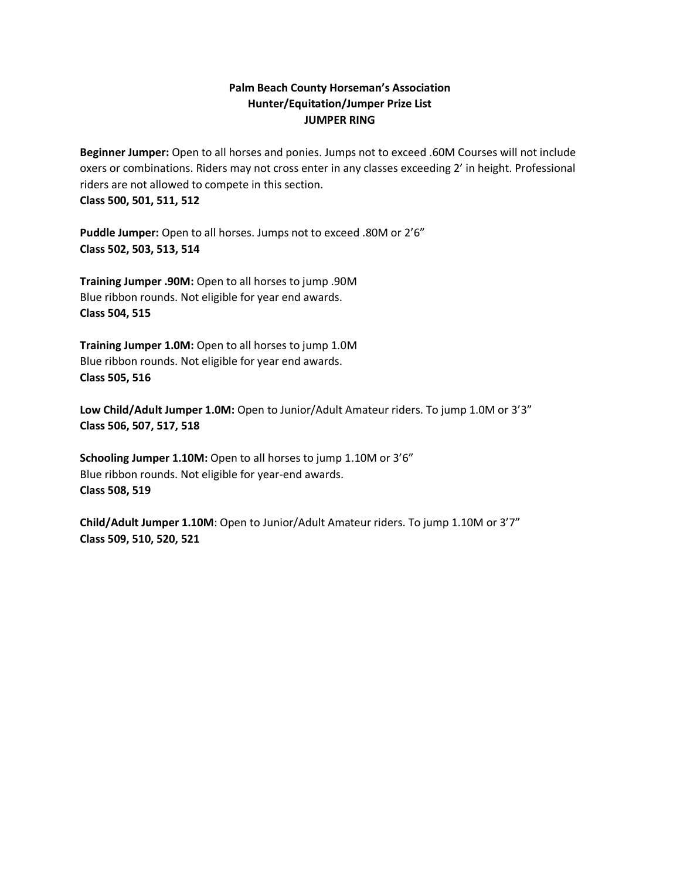**Palm Beach County Horseman's Association**
**Hunter/Equitation/Jumper Prize List**
**JUMPER RING**

**Beginner Jumper:** Open to all horses and ponies. Jumps not to exceed .60M Courses will not include oxers or combinations. Riders may not cross enter in any classes exceeding 2' in height. Professional riders are not allowed to compete in this section.
**Class 500, 501, 511, 512**

**Puddle Jumper:** Open to all horses. Jumps not to exceed .80M or 2'6"
**Class 502, 503, 513, 514**

**Training Jumper .90M:** Open to all horses to jump .90M
Blue ribbon rounds. Not eligible for year end awards.
**Class 504, 515**

**Training Jumper 1.0M:** Open to all horses to jump 1.0M
Blue ribbon rounds. Not eligible for year end awards.
**Class 505, 516**

**Low Child/Adult Jumper 1.0M:** Open to Junior/Adult Amateur riders. To jump 1.0M or 3'3"
**Class 506, 507, 517, 518**

**Schooling Jumper 1.10M:** Open to all horses to jump 1.10M or 3'6"
Blue ribbon rounds. Not eligible for year-end awards.
**Class 508, 519**

**Child/Adult Jumper 1.10M**: Open to Junior/Adult Amateur riders. To jump 1.10M or 3'7"
**Class 509, 510, 520, 521**